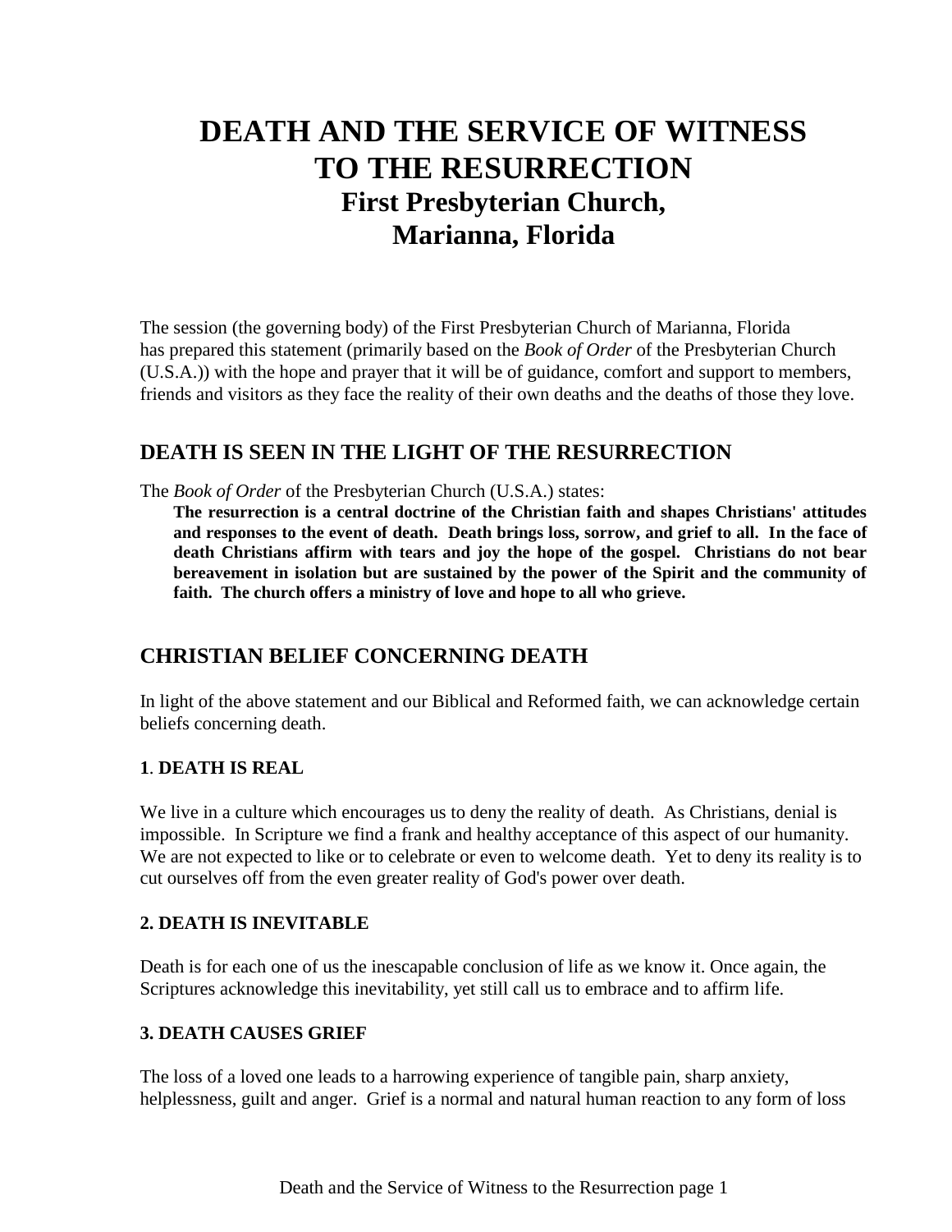# DEATH AND THE SERVICE OF WITNESS TO THE RESURRECTION

## First Presbyterian Church, Marianna, Florida

The session (the governing body) of the First Presbyterian Church of Marianna, Florida has prepared this statement (primarily based on the *Book of Order* of the Presbyterian Church (U.S.A.)) with the hope and prayer that it will be of guidance, comfort and support to members, friends and visitors as they face the reality of their own deaths and the deaths of those they love.

## DEATH IS SEEN IN THE LIGHT OF THE RESURRECTION

The *Book of Order* of the Presbyterian Church (U.S.A.) states:

> **The resurrection is a central doctrine of the Christian faith and shapes Christians' attitudes and responses to the event of death. Death brings loss, sorrow, and grief to all. In the face of death Christians affirm with tears and joy the hope of the gospel. Christians do not bear bereavement in isolation but are sustained by the power of the Spirit and the community of faith. The church offers a ministry of love and hope to all who grieve.**

## CHRISTIAN BELIEF CONCERNING DEATH

In light of the above statement and our Biblical and Reformed faith, we can acknowledge certain beliefs concerning death.

### 1. DEATH IS REAL

We live in a culture which encourages us to deny the reality of death. As Christians, denial is impossible. In Scripture we find a frank and healthy acceptance of this aspect of our humanity. We are not expected to like or to celebrate or even to welcome death. Yet to deny its reality is to cut ourselves off from the even greater reality of God's power over death.

### 2. DEATH IS INEVITABLE

Death is for each one of us the inescapable conclusion of life as we know it. Once again, the Scriptures acknowledge this inevitability, yet still call us to embrace and to affirm life.

### 3. DEATH CAUSES GRIEF

The loss of a loved one leads to a harrowing experience of tangible pain, sharp anxiety, helplessness, guilt and anger. Grief is a normal and natural human reaction to any form of loss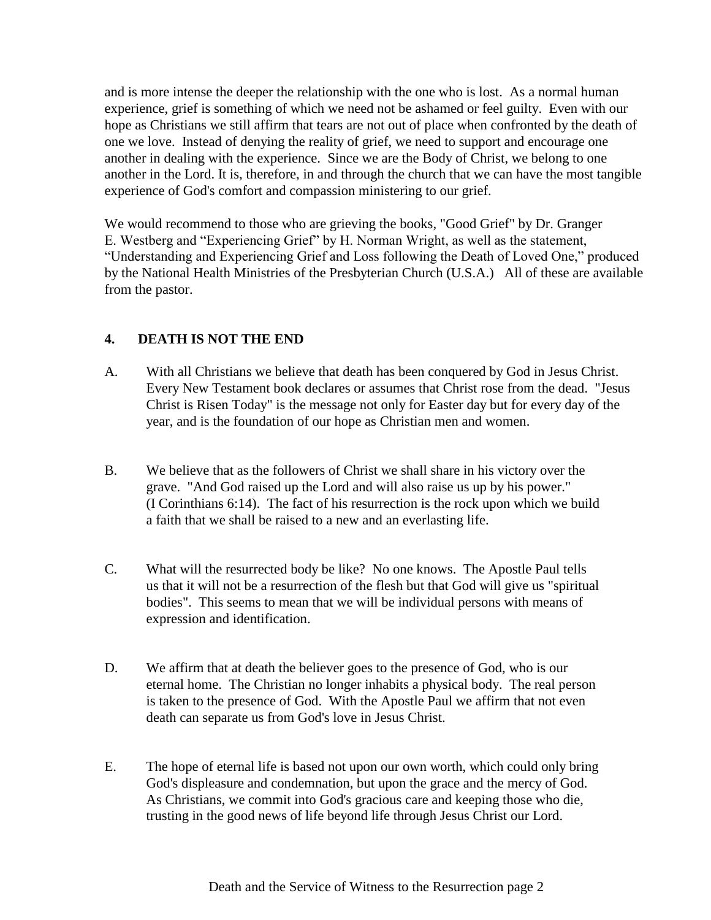and is more intense the deeper the relationship with the one who is lost. As a normal human experience, grief is something of which we need not be ashamed or feel guilty. Even with our hope as Christians we still affirm that tears are not out of place when confronted by the death of one we love. Instead of denying the reality of grief, we need to support and encourage one another in dealing with the experience. Since we are the Body of Christ, we belong to one another in the Lord. It is, therefore, in and through the church that we can have the most tangible experience of God's comfort and compassion ministering to our grief.

We would recommend to those who are grieving the books, "Good Grief" by Dr. Granger E. Westberg and "Experiencing Grief" by H. Norman Wright, as well as the statement, "Understanding and Experiencing Grief and Loss following the Death of Loved One," produced by the National Health Ministries of the Presbyterian Church (U.S.A.) All of these are available from the pastor.

## 4. DEATH IS NOT THE END

A. With all Christians we believe that death has been conquered by God in Jesus Christ. Every New Testament book declares or assumes that Christ rose from the dead. "Jesus Christ is Risen Today" is the message not only for Easter day but for every day of the year, and is the foundation of our hope as Christian men and women.

B. We believe that as the followers of Christ we shall share in his victory over the grave. "And God raised up the Lord and will also raise us up by his power." (I Corinthians 6:14). The fact of his resurrection is the rock upon which we build a faith that we shall be raised to a new and an everlasting life.

C. What will the resurrected body be like? No one knows. The Apostle Paul tells us that it will not be a resurrection of the flesh but that God will give us "spiritual bodies". This seems to mean that we will be individual persons with means of expression and identification.

D. We affirm that at death the believer goes to the presence of God, who is our eternal home. The Christian no longer inhabits a physical body. The real person is taken to the presence of God. With the Apostle Paul we affirm that not even death can separate us from God's love in Jesus Christ.

E. The hope of eternal life is based not upon our own worth, which could only bring God's displeasure and condemnation, but upon the grace and the mercy of God. As Christians, we commit into God's gracious care and keeping those who die, trusting in the good news of life beyond life through Jesus Christ our Lord.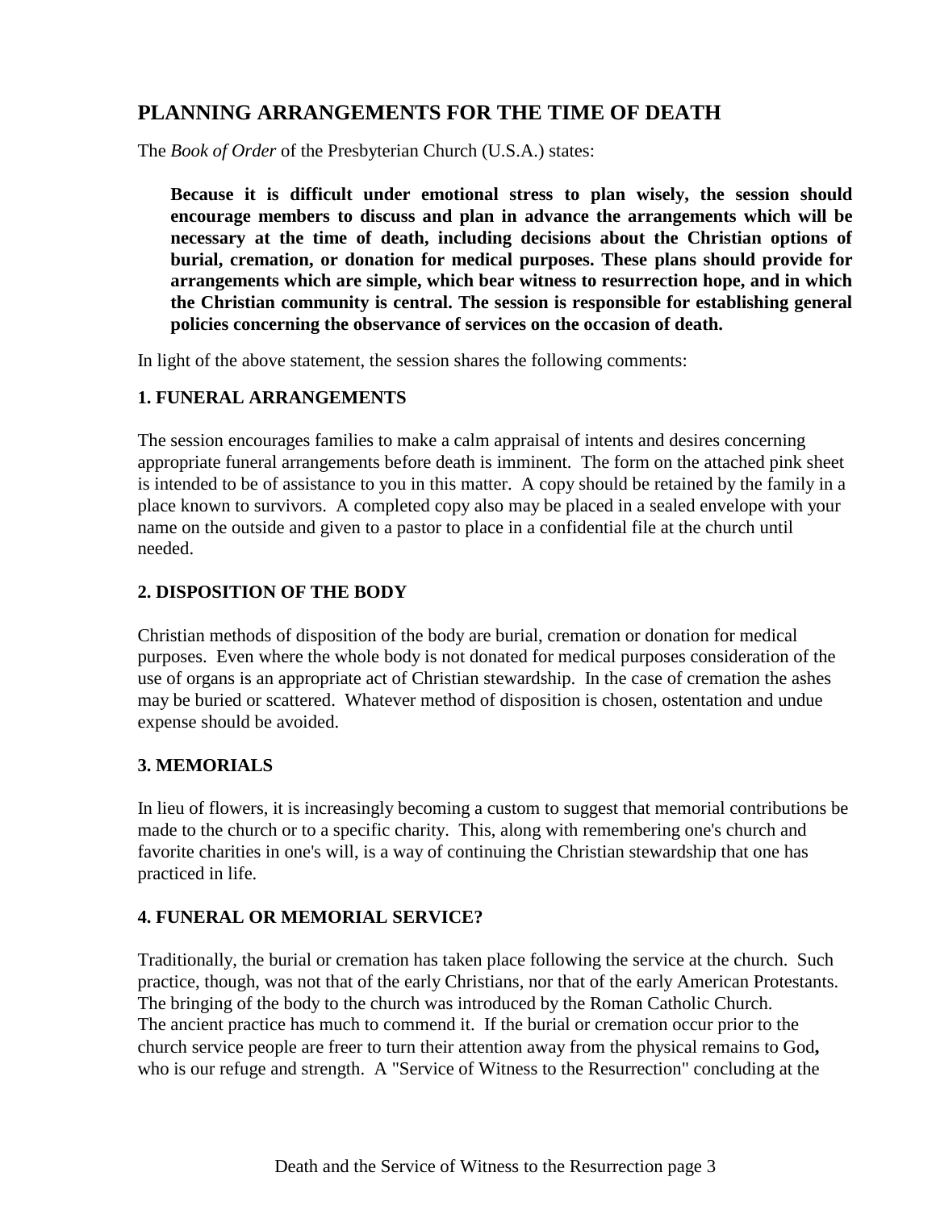## PLANNING ARRANGEMENTS FOR THE TIME OF DEATH

The *Book of Order* of the Presbyterian Church (U.S.A.) states:

> **Because it is difficult under emotional stress to plan wisely, the session should encourage members to discuss and plan in advance the arrangements which will be necessary at the time of death, including decisions about the Christian options of burial, cremation, or donation for medical purposes. These plans should provide for arrangements which are simple, which bear witness to resurrection hope, and in which the Christian community is central. The session is responsible for establishing general policies concerning the observance of services on the occasion of death.**

In light of the above statement, the session shares the following comments:

### 1. FUNERAL ARRANGEMENTS

The session encourages families to make a calm appraisal of intents and desires concerning appropriate funeral arrangements before death is imminent. The form on the attached pink sheet is intended to be of assistance to you in this matter. A copy should be retained by the family in a place known to survivors. A completed copy also may be placed in a sealed envelope with your name on the outside and given to a pastor to place in a confidential file at the church until needed.

### 2. DISPOSITION OF THE BODY

Christian methods of disposition of the body are burial, cremation or donation for medical purposes. Even where the whole body is not donated for medical purposes consideration of the use of organs is an appropriate act of Christian stewardship. In the case of cremation the ashes may be buried or scattered. Whatever method of disposition is chosen, ostentation and undue expense should be avoided.

### 3. MEMORIALS

In lieu of flowers, it is increasingly becoming a custom to suggest that memorial contributions be made to the church or to a specific charity. This, along with remembering one's church and favorite charities in one's will, is a way of continuing the Christian stewardship that one has practiced in life.

### 4. FUNERAL OR MEMORIAL SERVICE?

Traditionally, the burial or cremation has taken place following the service at the church. Such practice, though, was not that of the early Christians, nor that of the early American Protestants. The bringing of the body to the church was introduced by the Roman Catholic Church.
The ancient practice has much to commend it. If the burial or cremation occur prior to the church service people are freer to turn their attention away from the physical remains to God**,** who is our refuge and strength. A "Service of Witness to the Resurrection" concluding at the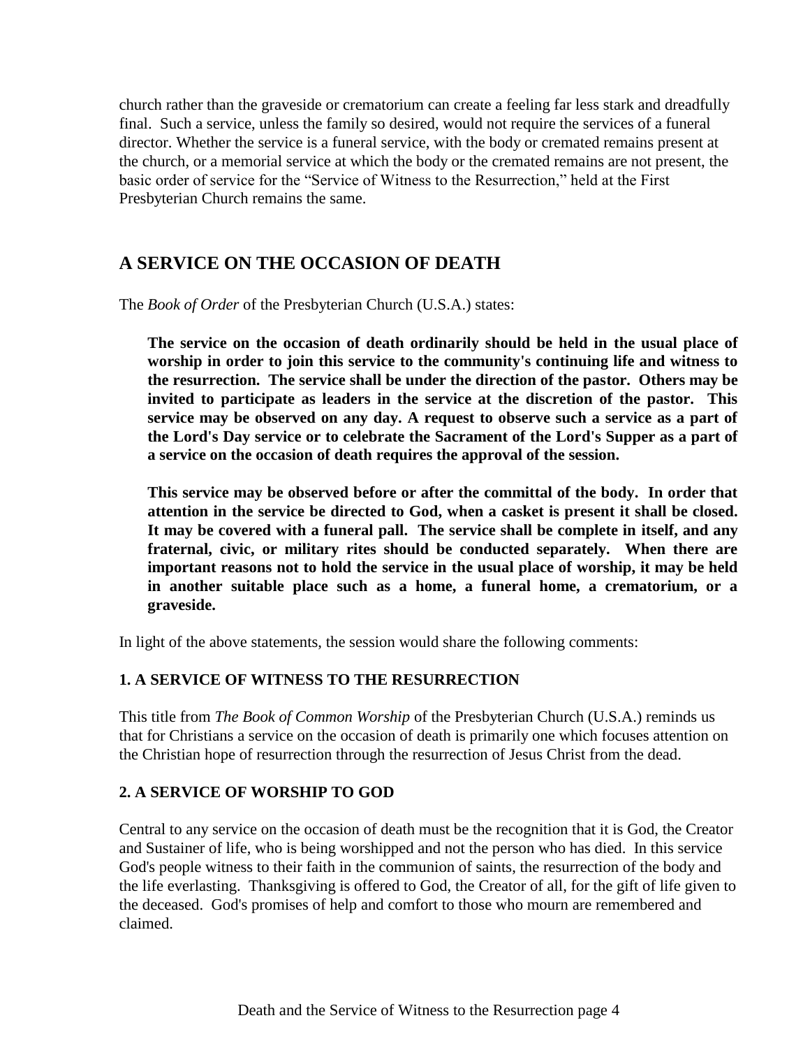church rather than the graveside or crematorium can create a feeling far less stark and dreadfully final. Such a service, unless the family so desired, would not require the services of a funeral director. Whether the service is a funeral service, with the body or cremated remains present at the church, or a memorial service at which the body or the cremated remains are not present, the basic order of service for the "Service of Witness to the Resurrection," held at the First Presbyterian Church remains the same.

## A SERVICE ON THE OCCASION OF DEATH

The *Book of Order* of the Presbyterian Church (U.S.A.) states:

> **The service on the occasion of death ordinarily should be held in the usual place of worship in order to join this service to the community's continuing life and witness to the resurrection. The service shall be under the direction of the pastor. Others may be invited to participate as leaders in the service at the discretion of the pastor. This service may be observed on any day. A request to observe such a service as a part of the Lord's Day service or to celebrate the Sacrament of the Lord's Supper as a part of a service on the occasion of death requires the approval of the session.**
>
> **This service may be observed before or after the committal of the body. In order that attention in the service be directed to God, when a casket is present it shall be closed. It may be covered with a funeral pall. The service shall be complete in itself, and any fraternal, civic, or military rites should be conducted separately. When there are important reasons not to hold the service in the usual place of worship, it may be held in another suitable place such as a home, a funeral home, a crematorium, or a graveside.**

In light of the above statements, the session would share the following comments:

### 1. A SERVICE OF WITNESS TO THE RESURRECTION

This title from *The Book of Common Worship* of the Presbyterian Church (U.S.A.) reminds us that for Christians a service on the occasion of death is primarily one which focuses attention on the Christian hope of resurrection through the resurrection of Jesus Christ from the dead.

### 2. A SERVICE OF WORSHIP TO GOD

Central to any service on the occasion of death must be the recognition that it is God, the Creator and Sustainer of life, who is being worshipped and not the person who has died. In this service God's people witness to their faith in the communion of saints, the resurrection of the body and the life everlasting. Thanksgiving is offered to God, the Creator of all, for the gift of life given to the deceased. God's promises of help and comfort to those who mourn are remembered and claimed.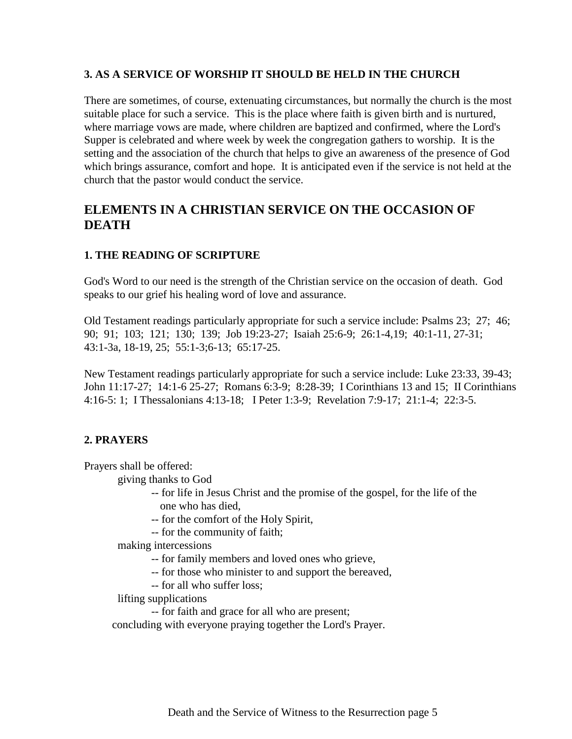### 3. AS A SERVICE OF WORSHIP IT SHOULD BE HELD IN THE CHURCH

There are sometimes, of course, extenuating circumstances, but normally the church is the most suitable place for such a service. This is the place where faith is given birth and is nurtured, where marriage vows are made, where children are baptized and confirmed, where the Lord's Supper is celebrated and where week by week the congregation gathers to worship. It is the setting and the association of the church that helps to give an awareness of the presence of God which brings assurance, comfort and hope. It is anticipated even if the service is not held at the church that the pastor would conduct the service.

## ELEMENTS IN A CHRISTIAN SERVICE ON THE OCCASION OF DEATH

### 1. THE READING OF SCRIPTURE

God's Word to our need is the strength of the Christian service on the occasion of death. God speaks to our grief his healing word of love and assurance.

Old Testament readings particularly appropriate for such a service include: Psalms 23; 27; 46; 90; 91; 103; 121; 130; 139; Job 19:23-27; Isaiah 25:6-9; 26:1-4,19; 40:1-11, 27-31; 43:1-3a, 18-19, 25; 55:1-3;6-13; 65:17-25.

New Testament readings particularly appropriate for such a service include: Luke 23:33, 39-43; John 11:17-27; 14:1-6 25-27; Romans 6:3-9; 8:28-39; I Corinthians 13 and 15; II Corinthians 4:16-5: 1; I Thessalonians 4:13-18; I Peter 1:3-9; Revelation 7:9-17; 21:1-4; 22:3-5.

### 2. PRAYERS

Prayers shall be offered:

- giving thanks to God
  - -- for life in Jesus Christ and the promise of the gospel, for the life of the one who has died,
  - -- for the comfort of the Holy Spirit,
  - -- for the community of faith;
- making intercessions
  - -- for family members and loved ones who grieve,
  - -- for those who minister to and support the bereaved,
  - -- for all who suffer loss;
- lifting supplications
  - -- for faith and grace for all who are present;

concluding with everyone praying together the Lord's Prayer.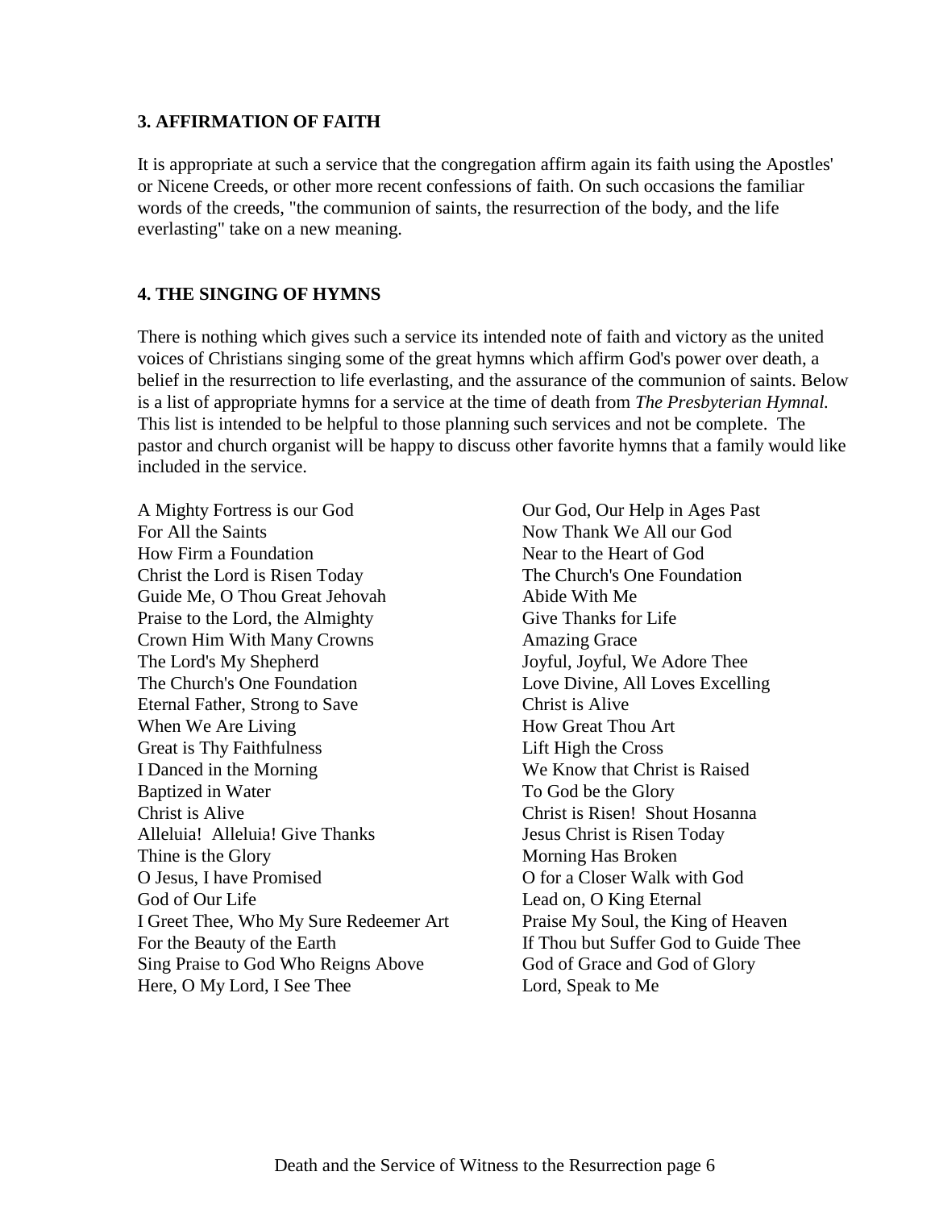### 3. AFFIRMATION OF FAITH

It is appropriate at such a service that the congregation affirm again its faith using the Apostles' or Nicene Creeds, or other more recent confessions of faith. On such occasions the familiar words of the creeds, "the communion of saints, the resurrection of the body, and the life everlasting" take on a new meaning.

### 4. THE SINGING OF HYMNS

There is nothing which gives such a service its intended note of faith and victory as the united voices of Christians singing some of the great hymns which affirm God's power over death, a belief in the resurrection to life everlasting, and the assurance of the communion of saints. Below is a list of appropriate hymns for a service at the time of death from *The Presbyterian Hymnal.* This list is intended to be helpful to those planning such services and not be complete. The pastor and church organist will be happy to discuss other favorite hymns that a family would like included in the service.

A Mighty Fortress is our God
For All the Saints
How Firm a Foundation
Christ the Lord is Risen Today
Guide Me, O Thou Great Jehovah
Praise to the Lord, the Almighty
Crown Him With Many Crowns
The Lord's My Shepherd
The Church's One Foundation
Eternal Father, Strong to Save
When We Are Living
Great is Thy Faithfulness
I Danced in the Morning
Baptized in Water
Christ is Alive
Alleluia! Alleluia! Give Thanks
Thine is the Glory
O Jesus, I have Promised
God of Our Life
I Greet Thee, Who My Sure Redeemer Art
For the Beauty of the Earth
Sing Praise to God Who Reigns Above
Here, O My Lord, I See Thee
Our God, Our Help in Ages Past
Now Thank We All our God
Near to the Heart of God
The Church's One Foundation
Abide With Me
Give Thanks for Life
Amazing Grace
Joyful, Joyful, We Adore Thee
Love Divine, All Loves Excelling
Christ is Alive
How Great Thou Art
Lift High the Cross
We Know that Christ is Raised
To God be the Glory
Christ is Risen! Shout Hosanna
Jesus Christ is Risen Today
Morning Has Broken
O for a Closer Walk with God
Lead on, O King Eternal
Praise My Soul, the King of Heaven
If Thou but Suffer God to Guide Thee
God of Grace and God of Glory
Lord, Speak to Me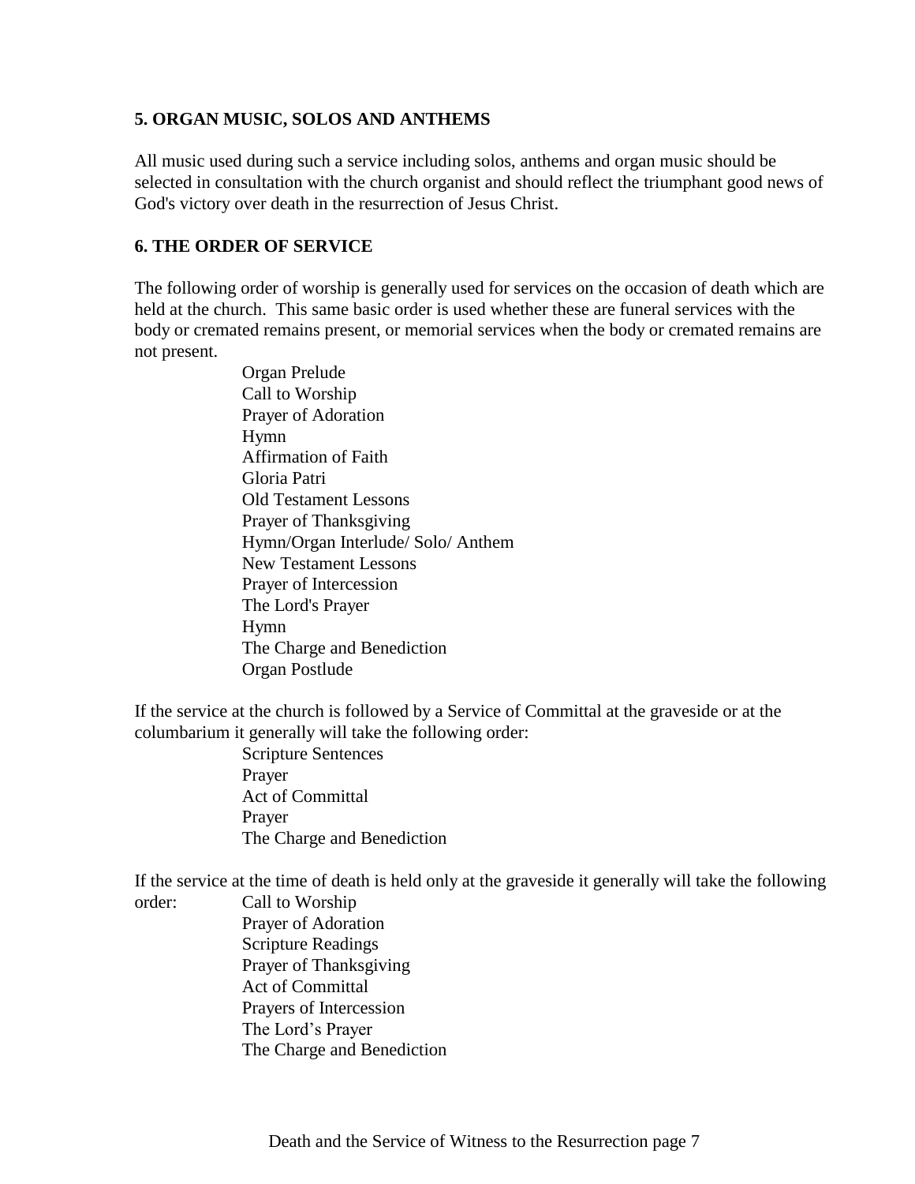### 5. ORGAN MUSIC, SOLOS AND ANTHEMS

All music used during such a service including solos, anthems and organ music should be selected in consultation with the church organist and should reflect the triumphant good news of God's victory over death in the resurrection of Jesus Christ.

### 6. THE ORDER OF SERVICE

The following order of worship is generally used for services on the occasion of death which are held at the church. This same basic order is used whether these are funeral services with the body or cremated remains present, or memorial services when the body or cremated remains are not present.

- Organ Prelude
- Call to Worship
- Prayer of Adoration
- Hymn
- Affirmation of Faith
- Gloria Patri
- Old Testament Lessons
- Prayer of Thanksgiving
- Hymn/Organ Interlude/ Solo/ Anthem
- New Testament Lessons
- Prayer of Intercession
- The Lord's Prayer
- Hymn
- The Charge and Benediction
- Organ Postlude

If the service at the church is followed by a Service of Committal at the graveside or at the columbarium it generally will take the following order:

- Scripture Sentences
- Prayer
- Act of Committal
- Prayer
- The Charge and Benediction

If the service at the time of death is held only at the graveside it generally will take the following order:

- Call to Worship
- Prayer of Adoration
- Scripture Readings
- Prayer of Thanksgiving
- Act of Committal
- Prayers of Intercession
- The Lord's Prayer
- The Charge and Benediction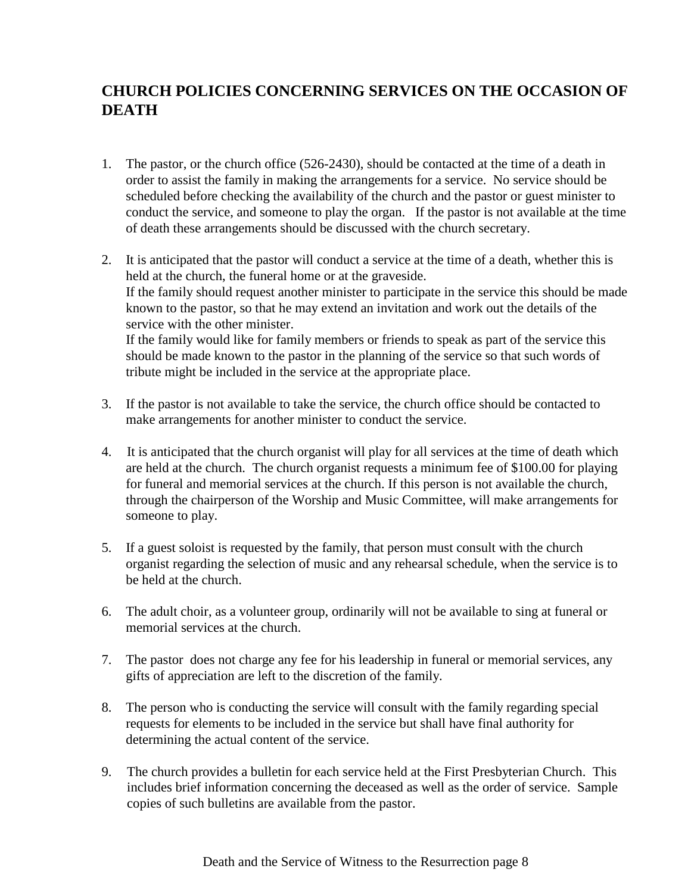## CHURCH POLICIES CONCERNING SERVICES ON THE OCCASION OF DEATH

1. The pastor, or the church office (526-2430), should be contacted at the time of a death in order to assist the family in making the arrangements for a service. No service should be scheduled before checking the availability of the church and the pastor or guest minister to conduct the service, and someone to play the organ. If the pastor is not available at the time of death these arrangements should be discussed with the church secretary.

2. It is anticipated that the pastor will conduct a service at the time of a death, whether this is held at the church, the funeral home or at the graveside.
   If the family should request another minister to participate in the service this should be made known to the pastor, so that he may extend an invitation and work out the details of the service with the other minister.
   If the family would like for family members or friends to speak as part of the service this should be made known to the pastor in the planning of the service so that such words of tribute might be included in the service at the appropriate place.

3. If the pastor is not available to take the service, the church office should be contacted to make arrangements for another minister to conduct the service.

4. It is anticipated that the church organist will play for all services at the time of death which are held at the church. The church organist requests a minimum fee of $100.00 for playing for funeral and memorial services at the church. If this person is not available the church, through the chairperson of the Worship and Music Committee, will make arrangements for someone to play.

5. If a guest soloist is requested by the family, that person must consult with the church organist regarding the selection of music and any rehearsal schedule, when the service is to be held at the church.

6. The adult choir, as a volunteer group, ordinarily will not be available to sing at funeral or memorial services at the church.

7. The pastor does not charge any fee for his leadership in funeral or memorial services, any gifts of appreciation are left to the discretion of the family.

8. The person who is conducting the service will consult with the family regarding special requests for elements to be included in the service but shall have final authority for determining the actual content of the service.

9. The church provides a bulletin for each service held at the First Presbyterian Church. This includes brief information concerning the deceased as well as the order of service. Sample copies of such bulletins are available from the pastor.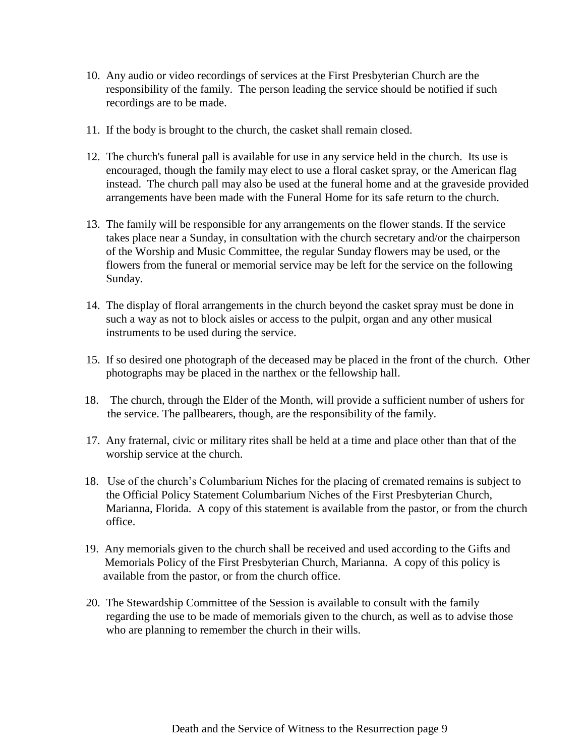10. Any audio or video recordings of services at the First Presbyterian Church are the responsibility of the family. The person leading the service should be notified if such recordings are to be made.

11. If the body is brought to the church, the casket shall remain closed.

12. The church's funeral pall is available for use in any service held in the church. Its use is encouraged, though the family may elect to use a floral casket spray, or the American flag instead. The church pall may also be used at the funeral home and at the graveside provided arrangements have been made with the Funeral Home for its safe return to the church.

13. The family will be responsible for any arrangements on the flower stands. If the service takes place near a Sunday, in consultation with the church secretary and/or the chairperson of the Worship and Music Committee, the regular Sunday flowers may be used, or the flowers from the funeral or memorial service may be left for the service on the following Sunday.

14. The display of floral arrangements in the church beyond the casket spray must be done in such a way as not to block aisles or access to the pulpit, organ and any other musical instruments to be used during the service.

15. If so desired one photograph of the deceased may be placed in the front of the church. Other photographs may be placed in the narthex or the fellowship hall.

18. The church, through the Elder of the Month, will provide a sufficient number of ushers for the service. The pallbearers, though, are the responsibility of the family.

17. Any fraternal, civic or military rites shall be held at a time and place other than that of the worship service at the church.

18. Use of the church's Columbarium Niches for the placing of cremated remains is subject to the Official Policy Statement Columbarium Niches of the First Presbyterian Church, Marianna, Florida. A copy of this statement is available from the pastor, or from the church office.

19. Any memorials given to the church shall be received and used according to the Gifts and Memorials Policy of the First Presbyterian Church, Marianna. A copy of this policy is available from the pastor, or from the church office.

20. The Stewardship Committee of the Session is available to consult with the family regarding the use to be made of memorials given to the church, as well as to advise those who are planning to remember the church in their wills.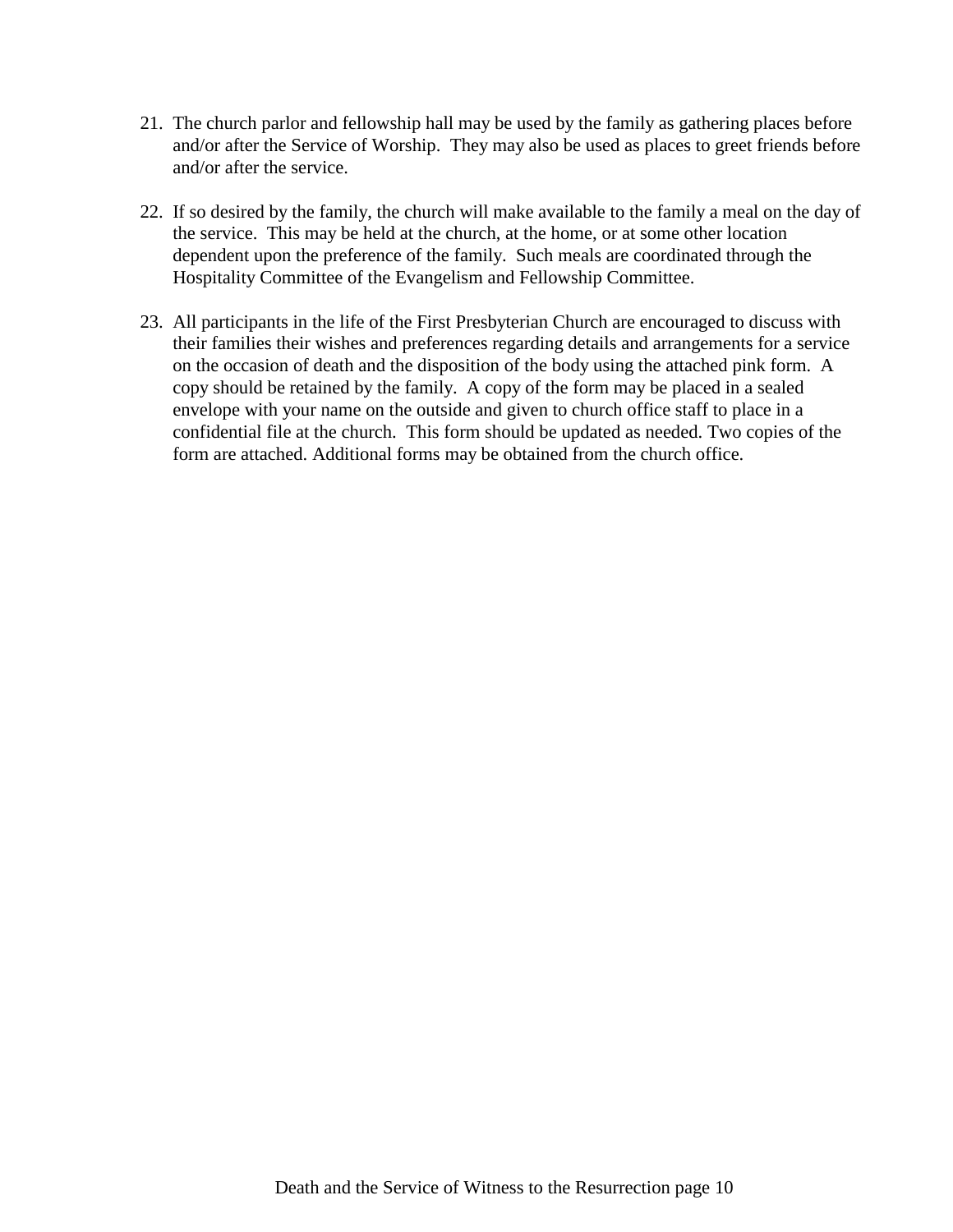21. The church parlor and fellowship hall may be used by the family as gathering places before and/or after the Service of Worship. They may also be used as places to greet friends before and/or after the service.

22. If so desired by the family, the church will make available to the family a meal on the day of the service. This may be held at the church, at the home, or at some other location dependent upon the preference of the family. Such meals are coordinated through the Hospitality Committee of the Evangelism and Fellowship Committee.

23. All participants in the life of the First Presbyterian Church are encouraged to discuss with their families their wishes and preferences regarding details and arrangements for a service on the occasion of death and the disposition of the body using the attached pink form. A copy should be retained by the family. A copy of the form may be placed in a sealed envelope with your name on the outside and given to church office staff to place in a confidential file at the church. This form should be updated as needed. Two copies of the form are attached. Additional forms may be obtained from the church office.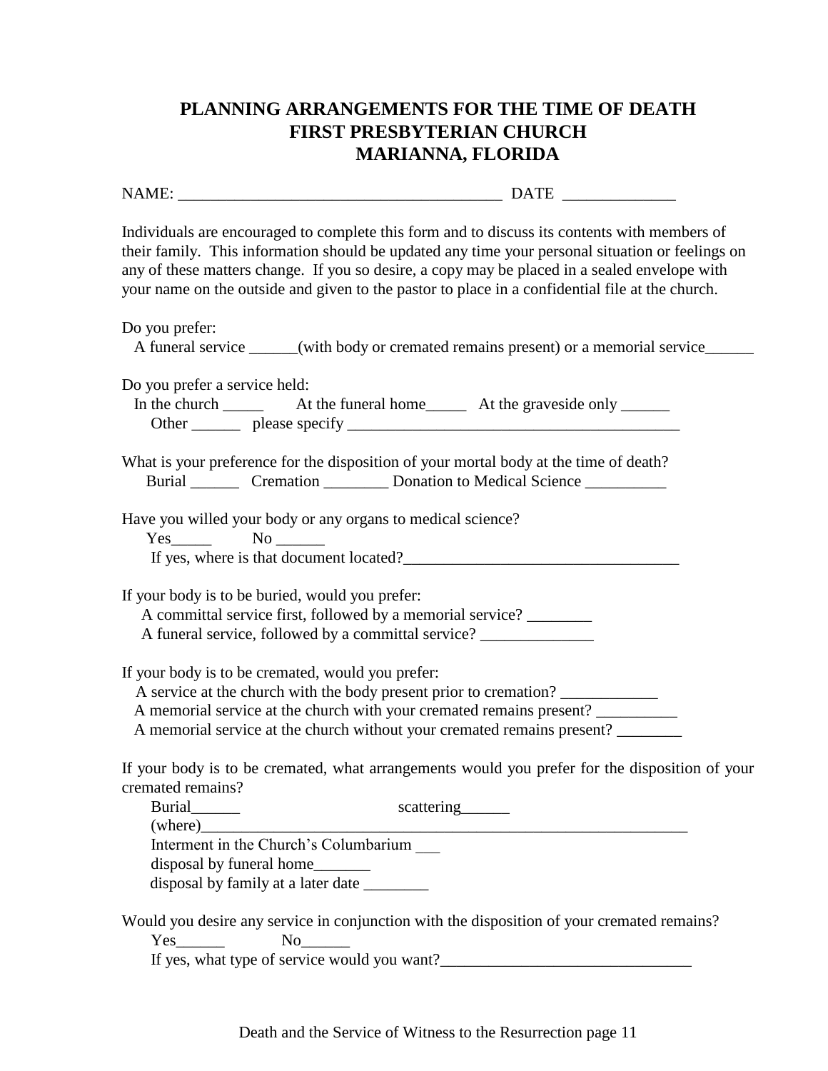# PLANNING ARRANGEMENTS FOR THE TIME OF DEATH
# FIRST PRESBYTERIAN CHURCH
# MARIANNA, FLORIDA

NAME: ________________________________________ DATE ______________

Individuals are encouraged to complete this form and to discuss its contents with members of their family. This information should be updated any time your personal situation or feelings on any of these matters change. If you so desire, a copy may be placed in a sealed envelope with your name on the outside and given to the pastor to place in a confidential file at the church.

Do you prefer:
A funeral service ______(with body or cremated remains present) or a memorial service______

Do you prefer a service held:
In the church _____ At the funeral home_____ At the graveside only ______
Other ______ please specify __________________________________________

What is your preference for the disposition of your mortal body at the time of death?
Burial ______ Cremation ________ Donation to Medical Science __________

Have you willed your body or any organs to medical science?
Yes_____ No ______
If yes, where is that document located?__________________________________

If your body is to be buried, would you prefer:
A committal service first, followed by a memorial service? ________
A funeral service, followed by a committal service? ______________

If your body is to be cremated, would you prefer:
A service at the church with the body present prior to cremation? ____________
A memorial service at the church with your cremated remains present? __________
A memorial service at the church without your cremated remains present? ________

If your body is to be cremated, what arrangements would you prefer for the disposition of your cremated remains?
Burial______ scattering______
(where)_______________________________________________________________
Interment in the Church's Columbarium ___
disposal by funeral home_______
disposal by family at a later date ________

Would you desire any service in conjunction with the disposition of your cremated remains?
Yes______ No______
If yes, what type of service would you want?_______________________________

Death and the Service of Witness to the Resurrection page 11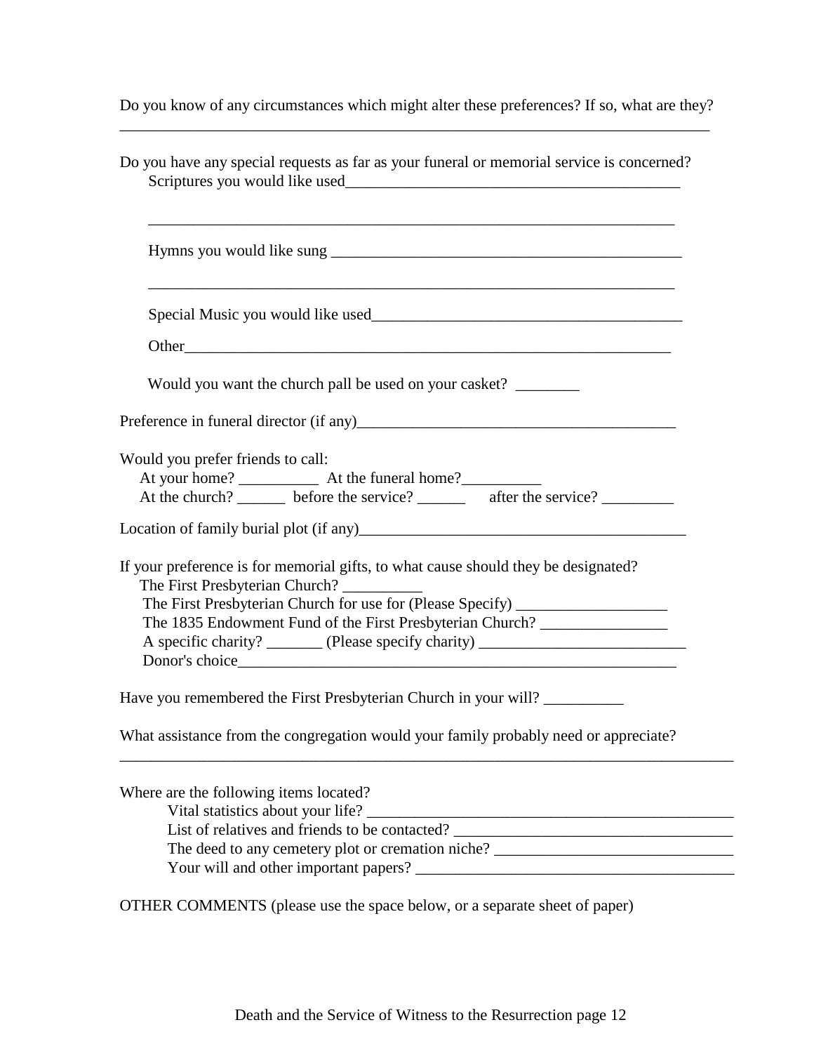Do you know of any circumstances which might alter these preferences? If so, what are they?
______________________________________________________________________________

Do you have any special requests as far as your funeral or memorial service is concerned?

Scriptures you would like used___________________________________________

_________________________________________________________________

Hymns you would like sung ____________________________________________

_________________________________________________________________

Special Music you would like used_______________________________________

Other______________________________________________________________

Would you want the church pall be used on your casket? ________

Preference in funeral director (if any)__________________________________________

Would you prefer friends to call:

At your home? __________ At the funeral home?__________

At the church? ______ before the service? ______ after the service? _________

Location of family burial plot (if any)__________________________________________

If your preference is for memorial gifts, to what cause should they be designated?

The First Presbyterian Church? __________

The First Presbyterian Church for use for (Please Specify) ___________________

The 1835 Endowment Fund of the First Presbyterian Church? ________________

A specific charity? _______ (Please specify charity) __________________________

Donor's choice___________________________________________________________

Have you remembered the First Presbyterian Church in your will? __________

What assistance from the congregation would your family probably need or appreciate?
______________________________________________________________________________

Where are the following items located?

Vital statistics about your life? ________________________________________________

List of relatives and friends to be contacted? ___________________________________

The deed to any cemetery plot or cremation niche? ______________________________

Your will and other important papers? _________________________________________

OTHER COMMENTS (please use the space below, or a separate sheet of paper)